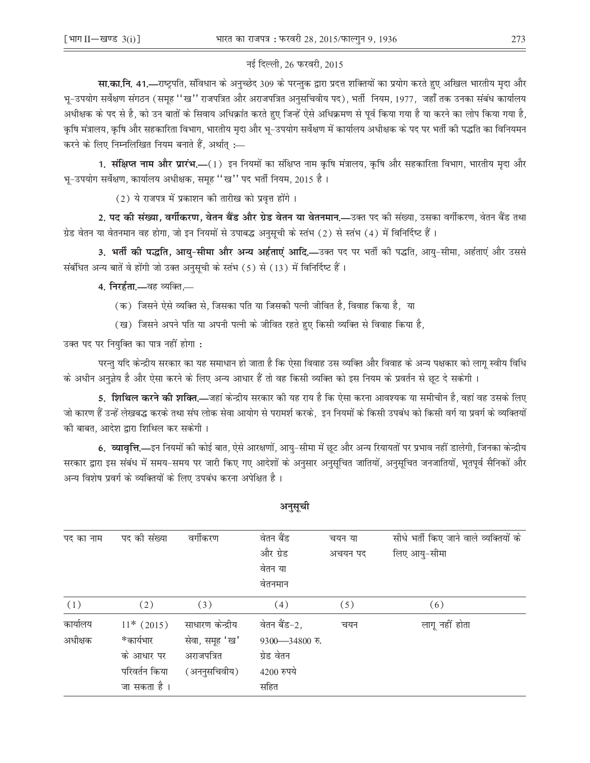नई दिल्ली, 26 फरवरी, 2015

**सा.का.नि. 41.—**राष्ट्रपति, संविधान के अनुच्छेद 309 के परन्तुक द्वारा प्रदत्त शक्तियों का प्रयोग करते हुए अखिल भारतीय मृदा और भू-उपयोग सर्वेक्षण संगठन (समूह ''ख'' राजपत्रित और अराजपत्रित अनुसचिवीय पद), भर्ती नियम, 1977, जहाँ तक उनका संबंध कार्यालय अधीक्षक के पद से है, को उन बातों के सिवाय अधिक्रांत करते हुए जिन्हें ऐसे अधिक्रमण से पूर्व किया गया है या करने का लोप किया गया है, कृषि मंत्रालय, कृषि और सहकारिता विभाग, भारतीय मृदा और भू-उपयोग सर्वेक्षण में कार्यालय अधीक्षक के पद पर भर्ती की पद्धति का विनियमन करने के लिए निम्नलिखित नियम बनाते हैं, अर्थात् :—

**1. संक्षिप्त नाम और प्रारंभ.—**(1) इन नियमों का संक्षिप्त नाम कृषि मंत्रालय, कृषि और सहकारिता विभाग, भारतीय मृदा और भू-उपयोग सर्वेक्षण, कार्यालय अधीक्षक, समूह ''ख'' पद भर्ती नियम, 2015 है ।

(2) ये राजपत्र में प्रकाशन की तारीख को प्रवृत्त होंगे ।

**2. पद की संख्या, वर्गीकरण, वेतन बैंड और ग्रेड वेतन या वेतनमान.—**उक्त पद की संख्या, उसका वर्गीकरण, वेतन बैंड तथा ग्रेड वेतन या वेतनमान वह होगा, जो इन नियमों से उपाबद्ध अनुसूची के स्तंभ (2) से स्तंभ (4) में विनिर्दिष्ट हैं ।

**3. भर्ती की पद्धति, आयु-सीमा और अन्य अर्हताएं आदि.—**उक्त पद पर भर्ती की पद्धति, आयु-सीमा, अर्हताएं और उससे संबंधित अन्य बातें वे होंगी जो उक्त अनुसूची के स्तंभ (5) से (13) में विनिर्दिष्ट हैं ।

**4. निरर्हता.—**वह व्यक्ति,—

(क) जिसने ऐसे व्यक्ति से, जिसका पति या जिसकी पत्नी जीवित है, विवाह किया है, या

(ख) जिसने अपने पति या अपनी पत्नी के जीवित रहते हुए किसी व्यक्ति से विवाह किया है,

उक्त पद पर नियुक्ति का पात्र नहीं होगा :

परन्तु यदि केन्द्रीय सरकार का यह समाधान हो जाता है कि ऐसा विवाह उस व्यक्ति और विवाह के अन्य पक्षकार को लागू स्वीय विधि के अधीन अनुज्ञेय है और ऐसा करने के लिए अन्य आधार हैं तो वह किसी व्यक्ति को इस नियम के प्रवर्तन से छूट दे सकेगी ।

**5. शिथिल करने की शक्ति.—**जहां केन्द्रीय सरकार की यह राय है कि ऐसा करना आवश्यक या समीचीन है, वहां वह उसके लिए जो कारण हैं उन्हें लेखबद्ध करके तथा संघ लोक सेवा आयोग से परामर्श करके, इन नियमों के किसी उपबंध को किसी वर्ग या प्रवर्ग के व्यक्तियों की बाबत, आदेश द्वारा शिथिल कर सकेगी ।

**6. व्यावृत्ति.—**इन नियमों की कोई बात, ऐसे आरक्षणों, आयु-सीमा में छूट और अन्य रियायतों पर प्रभाव नहीं डालेगी, जिनका केन्द्रीय सरकार द्वारा इस संबंध में समय-समय पर जारी किए गए आदेशों के अनुसार अनुसूचित जातियों, अनुसूचित जनजातियों, भूतपूर्व सैनिकों और अन्य विशेष प्रवर्ग के व्यक्तियों के लिए उपबंध करना अपेक्षित है ।

## अनुसूची

| पद का नाम | पद की संख्या | वर्गीकरण | वेतन बैंड और ग्रेड वेतन या वेतनमान | चयन या अचयन पद | सीधे भर्ती किए जाने वाले व्यक्तियों के लिए आयु-सीमा |
|---|---|---|---|---|---|
| (1) | (2) | (3) | (4) | (5) | (6) |
| कार्यालय अधीक्षक | 11* (2015) *कार्यभार के आधार पर परिवर्तन किया जा सकता है । | साधारण केन्द्रीय सेवा, समूह 'ख' अराजपत्रित (अननुसचिवीय) | वेतन बैंड-2, 9300—34800 रु. ग्रेड वेतन 4200 रुपये सहित | चयन | लागू नहीं होता |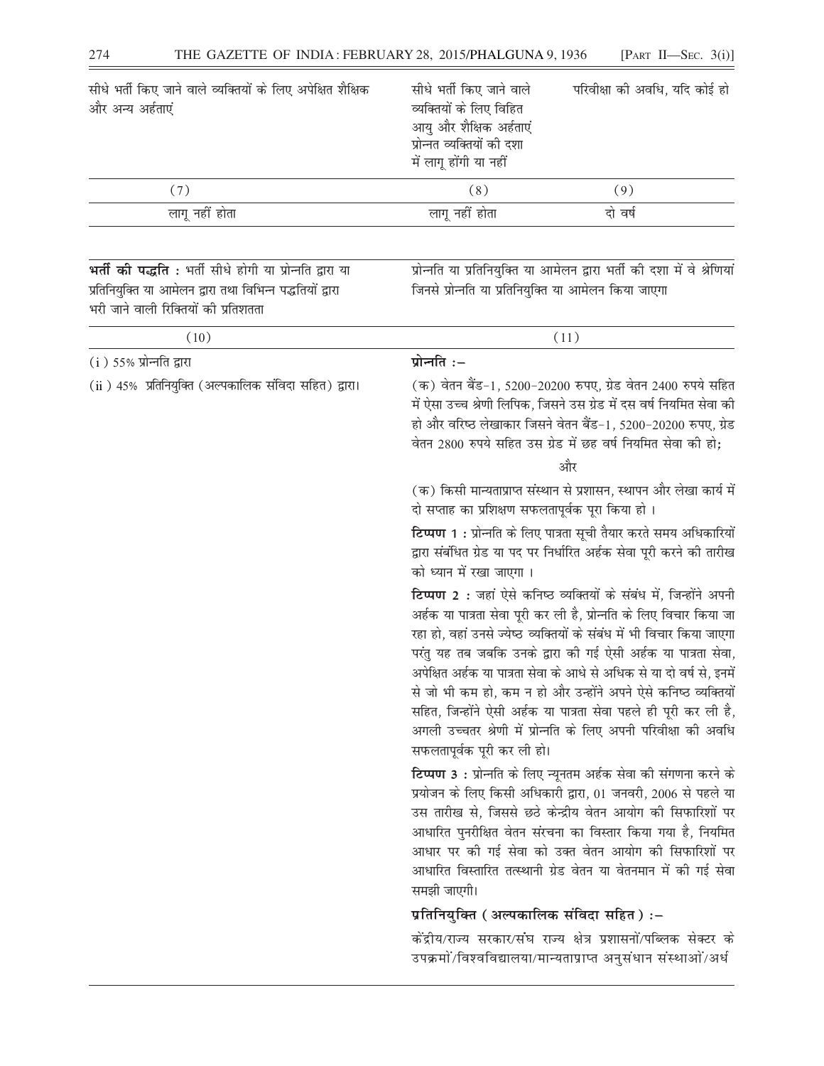| सीधे भर्ती किए जाने वाले व्यक्तियों के लिए अपेक्षित शैक्षिक और अन्य अर्हताएं | सीधे भर्ती किए जाने वाले व्यक्तियों के लिए विहित आयु और शैक्षिक अर्हताएं प्रोन्नत व्यक्तियों की दशा में लागू होंगी या नहीं | परिवीक्षा की अवधि, यदि कोई हो |
|---|---|---|
| (7) | (8) | (9) |
| लागू नहीं होता | लागू नहीं होता | दो वर्ष |

| **भर्ती की पद्धति :** भर्ती सीधे होगी या प्रोन्नति द्वारा या प्रतिनियुक्ति या आमेलन द्वारा तथा विभिन्न पद्धतियों द्वारा भरी जाने वाली रिक्तियों की प्रतिशतता | प्रोन्नति या प्रतिनियुक्ति या आमेलन द्वारा भर्ती की दशा में वे श्रेणियां जिनसे प्रोन्नति या प्रतिनियुक्ति या आमेलन किया जाएगा |
|---|---|
| (10) | (11) |
| (i) 55% प्रोन्नति द्वारा<br><br>(ii) 45% प्रतिनियुक्ति (अल्पकालिक संविदा सहित) द्वारा। | **प्रोन्नति :–**<br><br>(क) वेतन बैंड-1, 5200-20200 रुपए, ग्रेड वेतन 2400 रुपये सहित में ऐसा उच्च श्रेणी लिपिक, जिसने उस ग्रेड में दस वर्ष नियमित सेवा की हो और वरिष्ठ लेखाकार जिसने वेतन बैंड-1, 5200-20200 रुपए, ग्रेड वेतन 2800 रुपये सहित उस ग्रेड में छह वर्ष नियमित सेवा की हो;<br><br>और<br><br>(क) किसी मान्यताप्राप्त संस्थान से प्रशासन, स्थापन और लेखा कार्य में दो सप्ताह का प्रशिक्षण सफलतापूर्वक पूरा किया हो ।<br><br>**टिप्पण 1 :** प्रोन्नति के लिए पात्रता सूची तैयार करते समय अधिकारियों द्वारा संबंधित ग्रेड या पद पर निर्धारित अर्हक सेवा पूरी करने की तारीख को ध्यान में रखा जाएगा ।<br><br>**टिप्पण 2 :** जहां ऐसे कनिष्ठ व्यक्तियों के संबंध में, जिन्होंने अपनी अर्हक या पात्रता सेवा पूरी कर ली है, प्रोन्नति के लिए विचार किया जा रहा हो, वहां उनसे ज्येष्ठ व्यक्तियों के संबंध में भी विचार किया जाएगा परंतु यह तब जबकि उनके द्वारा की गई ऐसी अर्हक या पात्रता सेवा, अपेक्षित अर्हक या पात्रता सेवा के आधे से अधिक से या दो वर्ष से, इनमें से जो भी कम हो, कम न हो और उन्होंने अपने ऐसे कनिष्ठ व्यक्तियों सहित, जिन्होंने ऐसी अर्हक या पात्रता सेवा पहले ही पूरी कर ली है, अगली उच्चतर श्रेणी में प्रोन्नति के लिए अपनी परिवीक्षा की अवधि सफलतापूर्वक पूरी कर ली हो।<br><br>**टिप्पण 3 :** प्रोन्नति के लिए न्यूनतम अर्हक सेवा की संगणना करने के प्रयोजन के लिए किसी अधिकारी द्वारा, 01 जनवरी, 2006 से पहले या उस तारीख से, जिससे छठे केन्द्रीय वेतन आयोग की सिफारिशों पर आधारित पुनरीक्षित वेतन संरचना का विस्तार किया गया है, नियमित आधार पर की गई सेवा को उक्त वेतन आयोग की सिफारिशों पर आधारित विस्तारित तत्स्थानी ग्रेड वेतन या वेतनमान में की गई सेवा समझी जाएगी।<br><br>**प्रतिनियुक्ति (अल्पकालिक संविदा सहित) :–**<br><br>केंद्रीय/राज्य सरकार/संघ राज्य क्षेत्र प्रशासनों/पब्लिक सेक्टर के उपक्रमों/विश्वविद्यालया/मान्यताप्राप्त अनुसंधान संस्थाओं/अर्ध |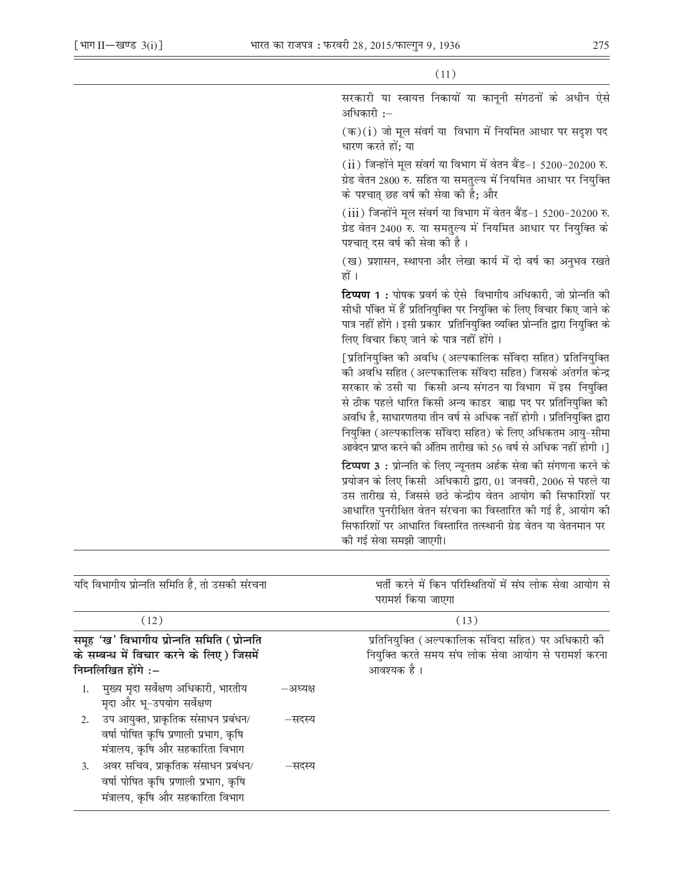| | (11) |
|---|---|
| | सरकारी या स्वायत्त निकायों या कानूनी संगठनों के अधीन ऐसे अधिकारी :–<br><br>(क)(i) जो मूल संवर्ग या विभाग में नियमित आधार पर सदृश पद धारण करते हों; या<br><br>(ii) जिन्होंने मूल संवर्ग या विभाग में वेतन बैंड-1 5200-20200 रु. ग्रेड वेतन 2800 रु. सहित या समतुल्य में नियमित आधार पर नियुक्ति के पश्चात् छह वर्ष की सेवा की है; और<br><br>(iii) जिन्होंने मूल संवर्ग या विभाग में वेतन बैंड-1 5200-20200 रु. ग्रेड वेतन 2400 रु. या समतुल्य में नियमित आधार पर नियुक्ति के पश्चात् दस वर्ष की सेवा की है ।<br><br>(ख) प्रशासन, स्थापना और लेखा कार्य में दो वर्ष का अनुभव रखते हों ।<br><br>**टिप्पण 1 :** पोषक प्रवर्ग के ऐसे विभागीय अधिकारी, जो प्रोन्नति की सीधी पंक्ति में हैं प्रतिनियुक्ति पर नियुक्ति के लिए विचार किए जाने के पात्र नहीं होंगे । इसी प्रकार प्रतिनियुक्ति व्यक्ति प्रोन्नति द्वारा नियुक्ति के लिए विचार किए जाने के पात्र नहीं होंगे ।<br><br>[प्रतिनियुक्ति की अवधि (अल्पकालिक संविदा सहित) प्रतिनियुक्ति की अवधि सहित (अल्पकालिक संविदा सहित) जिसके अंतर्गत केन्द्र सरकार के उसी या किसी अन्य संगठन या विभाग में इस नियुक्ति से ठीक पहले धारित किसी अन्य काडर बाह्य पद पर प्रतिनियुक्ति की अवधि है, साधारणतया तीन वर्ष से अधिक नहीं होगी । प्रतिनियुक्ति द्वारा नियुक्ति (अल्पकालिक संविदा सहित) के लिए अधिकतम आयु-सीमा आवेदन प्राप्त करने की अंतिम तारीख को 56 वर्ष से अधिक नहीं होगी ।]<br><br>**टिप्पण 3 :** प्रोन्नति के लिए न्यूनतम अर्हक सेवा की संगणना करने के प्रयोजन के लिए किसी अधिकारी द्वारा, 01 जनवरी, 2006 से पहले या उस तारीख से, जिससे छठे केन्द्रीय वेतन आयोग की सिफारिशों पर आधारित पुनरीक्षित वेतन संरचना का विस्तारित की गई है, आयोग की सिफारिशों पर आधारित विस्तारित तत्स्थानी ग्रेड वेतन या वेतनमान पर की गई सेवा समझी जाएगी। |

| यदि विभागीय प्रोन्नति समिति है, तो उसकी संरचना | भर्ती करने में किन परिस्थितियों में संघ लोक सेवा आयोग से परामर्श किया जाएगा |
|---|---|
| (12) | (13) |
| **समूह 'ख' विभागीय प्रोन्नति समिति (प्रोन्नति के सम्बन्ध में विचार करने के लिए) जिसमें निम्नलिखित होंगे :–**<br><br>1. मुख्य मृदा सर्वेक्षण अधिकारी, भारतीय मृदा और भू-उपयोग सर्वेक्षण –अध्यक्ष<br><br>2. उप आयुक्त, प्राकृतिक संसाधन प्रबंधन/ वर्षा पोषित कृषि प्रणाली प्रभाग, कृषि मंत्रालय, कृषि और सहकारिता विभाग –सदस्य<br><br>3. अवर सचिव, प्राकृतिक संसाधन प्रबंधन/ वर्षा पोषित कृषि प्रणाली प्रभाग, कृषि मंत्रालय, कृषि और सहकारिता विभाग –सदस्य | प्रतिनियुक्ति (अल्पकालिक संविदा सहित) पर अधिकारी की नियुक्ति करते समय संघ लोक सेवा आयोग से परामर्श करना आवश्यक है । |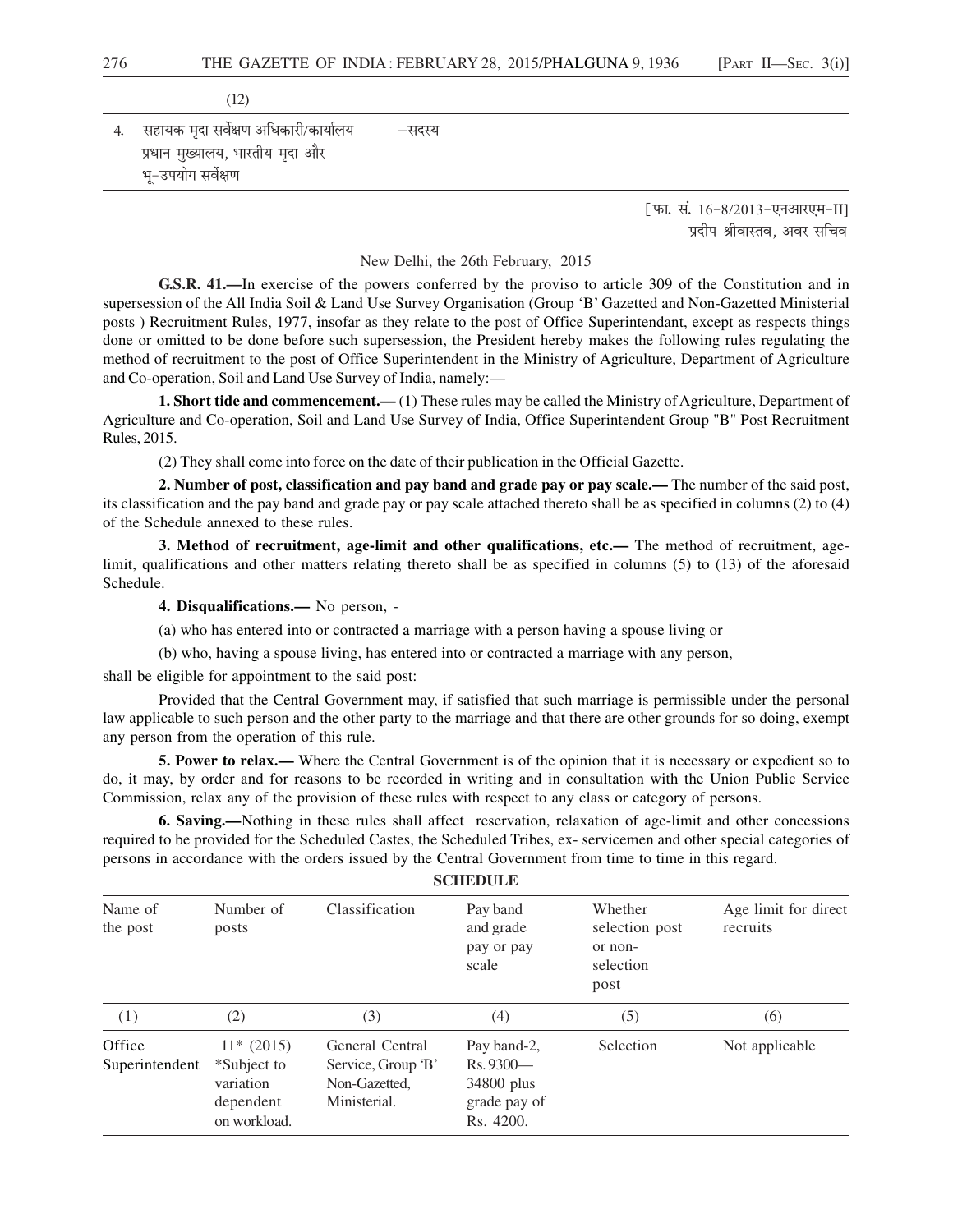| (12) | |
|---|---|
| 4. सहायक मृदा सर्वेक्षण अधिकारी/कार्यालय प्रधान मुख्यालय, भारतीय मृदा और भू-उपयोग सर्वेक्षण | –सदस्य |

[फा. सं. 16-8/2013-एनआरएम-II]
प्रदीप श्रीवास्तव, अवर सचिव

New Delhi, the 26th February, 2015

**G.S.R. 41.—**In exercise of the powers conferred by the proviso to article 309 of the Constitution and in supersession of the All India Soil & Land Use Survey Organisation (Group 'B' Gazetted and Non-Gazetted Ministerial posts ) Recruitment Rules, 1977, insofar as they relate to the post of Office Superintendant, except as respects things done or omitted to be done before such supersession, the President hereby makes the following rules regulating the method of recruitment to the post of Office Superintendent in the Ministry of Agriculture, Department of Agriculture and Co-operation, Soil and Land Use Survey of India, namely:—

**1. Short tide and commencement.—** (1) These rules may be called the Ministry of Agriculture, Department of Agriculture and Co-operation, Soil and Land Use Survey of India, Office Superintendent Group "B" Post Recruitment Rules, 2015.

(2) They shall come into force on the date of their publication in the Official Gazette.

**2. Number of post, classification and pay band and grade pay or pay scale.—** The number of the said post, its classification and the pay band and grade pay or pay scale attached thereto shall be as specified in columns (2) to (4) of the Schedule annexed to these rules.

**3. Method of recruitment, age-limit and other qualifications, etc.—** The method of recruitment, age-limit, qualifications and other matters relating thereto shall be as specified in columns (5) to (13) of the aforesaid Schedule.

**4. Disqualifications.—** No person, -

(a) who has entered into or contracted a marriage with a person having a spouse living or

(b) who, having a spouse living, has entered into or contracted a marriage with any person,

shall be eligible for appointment to the said post:

Provided that the Central Government may, if satisfied that such marriage is permissible under the personal law applicable to such person and the other party to the marriage and that there are other grounds for so doing, exempt any person from the operation of this rule.

**5. Power to relax.—** Where the Central Government is of the opinion that it is necessary or expedient so to do, it may, by order and for reasons to be recorded in writing and in consultation with the Union Public Service Commission, relax any of the provision of these rules with respect to any class or category of persons.

**6. Saving.—**Nothing in these rules shall affect reservation, relaxation of age-limit and other concessions required to be provided for the Scheduled Castes, the Scheduled Tribes, ex- servicemen and other special categories of persons in accordance with the orders issued by the Central Government from time to time in this regard.

**SCHEDULE**

| Name of the post | Number of posts | Classification | Pay band and grade pay or pay scale | Whether selection post or non-selection post | Age limit for direct recruits |
|---|---|---|---|---|---|
| (1) | (2) | (3) | (4) | (5) | (6) |
| Office Superintendent | 11* (2015) *Subject to variation dependent on workload. | General Central Service, Group 'B' Non-Gazetted, Ministerial. | Pay band-2, Rs. 9300— 34800 plus grade pay of Rs. 4200. | Selection | Not applicable |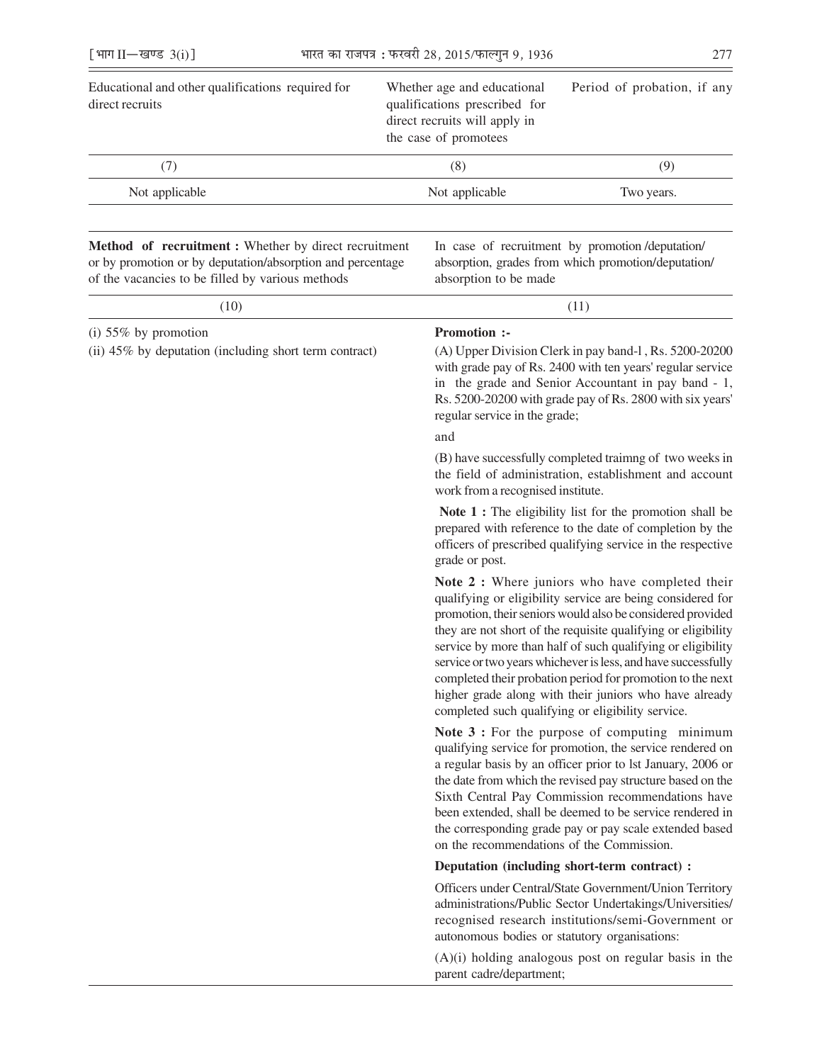| Educational and other qualifications required for direct recruits | Whether age and educational qualifications prescribed for direct recruits will apply in the case of promotees | Period of probation, if any |
|---|---|---|
| (7) | (8) | (9) |
| Not applicable | Not applicable | Two years. |

| **Method of recruitment :** Whether by direct recruitment or by promotion or by deputation/absorption and percentage of the vacancies to be filled by various methods | In case of recruitment by promotion /deputation/ absorption, grades from which promotion/deputation/ absorption to be made |
|---|---|
| (10) | (11) |
| (i) 55% by promotion<br>(ii) 45% by deputation (including short term contract) | **Promotion :-**<br>(A) Upper Division Clerk in pay band-l , Rs. 5200-20200 with grade pay of Rs. 2400 with ten years' regular service in the grade and Senior Accountant in pay band - 1, Rs. 5200-20200 with grade pay of Rs. 2800 with six years' regular service in the grade;<br>and<br>(B) have successfully completed traimng of two weeks in the field of administration, establishment and account work from a recognised institute.<br>**Note 1 :** The eligibility list for the promotion shall be prepared with reference to the date of completion by the officers of prescribed qualifying service in the respective grade or post.<br>**Note 2 :** Where juniors who have completed their qualifying or eligibility service are being considered for promotion, their seniors would also be considered provided they are not short of the requisite qualifying or eligibility service by more than half of such qualifying or eligibility service or two years whichever is less, and have successfully completed their probation period for promotion to the next higher grade along with their juniors who have already completed such qualifying or eligibility service.<br>**Note 3 :** For the purpose of computing minimum qualifying service for promotion, the service rendered on a regular basis by an officer prior to lst January, 2006 or the date from which the revised pay structure based on the Sixth Central Pay Commission recommendations have been extended, shall be deemed to be service rendered in the corresponding grade pay or pay scale extended based on the recommendations of the Commission.<br>**Deputation (including short-term contract) :**<br>Officers under Central/State Government/Union Territory administrations/Public Sector Undertakings/Universities/ recognised research institutions/semi-Government or autonomous bodies or statutory organisations:<br>(A)(i) holding analogous post on regular basis in the parent cadre/department; |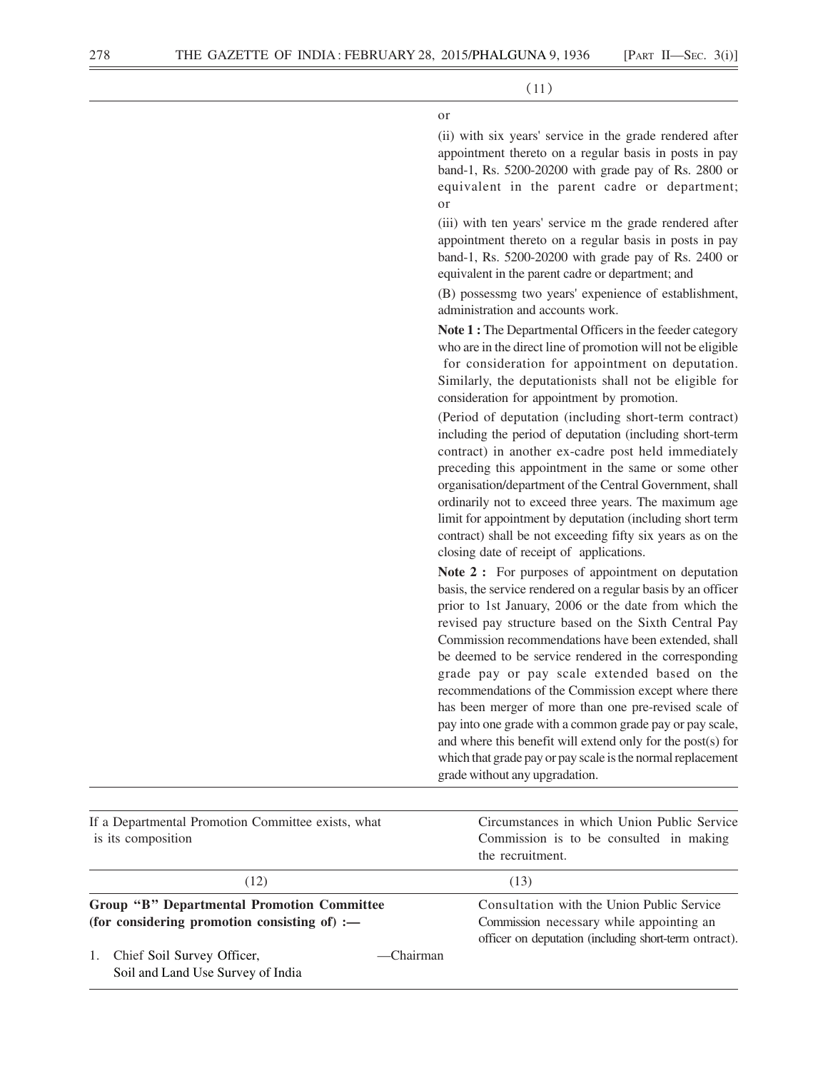| | (11) |
|---|---|
| | or<br><br>(ii) with six years' service in the grade rendered after appointment thereto on a regular basis in posts in pay band-1, Rs. 5200-20200 with grade pay of Rs. 2800 or equivalent in the parent cadre or department; or<br><br>(iii) with ten years' service m the grade rendered after appointment thereto on a regular basis in posts in pay band-1, Rs. 5200-20200 with grade pay of Rs. 2400 or equivalent in the parent cadre or department; and<br><br>(B) possessmg two years' expenience of establishment, administration and accounts work.<br><br>**Note 1 :** The Departmental Officers in the feeder category who are in the direct line of promotion will not be eligible for consideration for appointment on deputation. Similarly, the deputationists shall not be eligible for consideration for appointment by promotion.<br><br>(Period of deputation (including short-term contract) including the period of deputation (including short-term contract) in another ex-cadre post held immediately preceding this appointment in the same or some other organisation/department of the Central Government, shall ordinarily not to exceed three years. The maximum age limit for appointment by deputation (including short term contract) shall be not exceeding fifty six years as on the closing date of receipt of applications.<br><br>**Note 2 :** For purposes of appointment on deputation basis, the service rendered on a regular basis by an officer prior to 1st January, 2006 or the date from which the revised pay structure based on the Sixth Central Pay Commission recommendations have been extended, shall be deemed to be service rendered in the corresponding grade pay or pay scale extended based on the recommendations of the Commission except where there has been merger of more than one pre-revised scale of pay into one grade with a common grade pay or pay scale, and where this benefit will extend only for the post(s) for which that grade pay or pay scale is the normal replacement grade without any upgradation. |

| If a Departmental Promotion Committee exists, what is its composition | Circumstances in which Union Public Service Commission is to be consulted in making the recruitment. |
|---|---|
| (12) | (13) |
| **Group "B" Departmental Promotion Committee (for considering promotion consisting of) :—**<br><br>1. Chief Soil Survey Officer, Soil and Land Use Survey of India —Chairman | Consultation with the Union Public Service Commission necessary while appointing an officer on deputation (including short-term ontract). |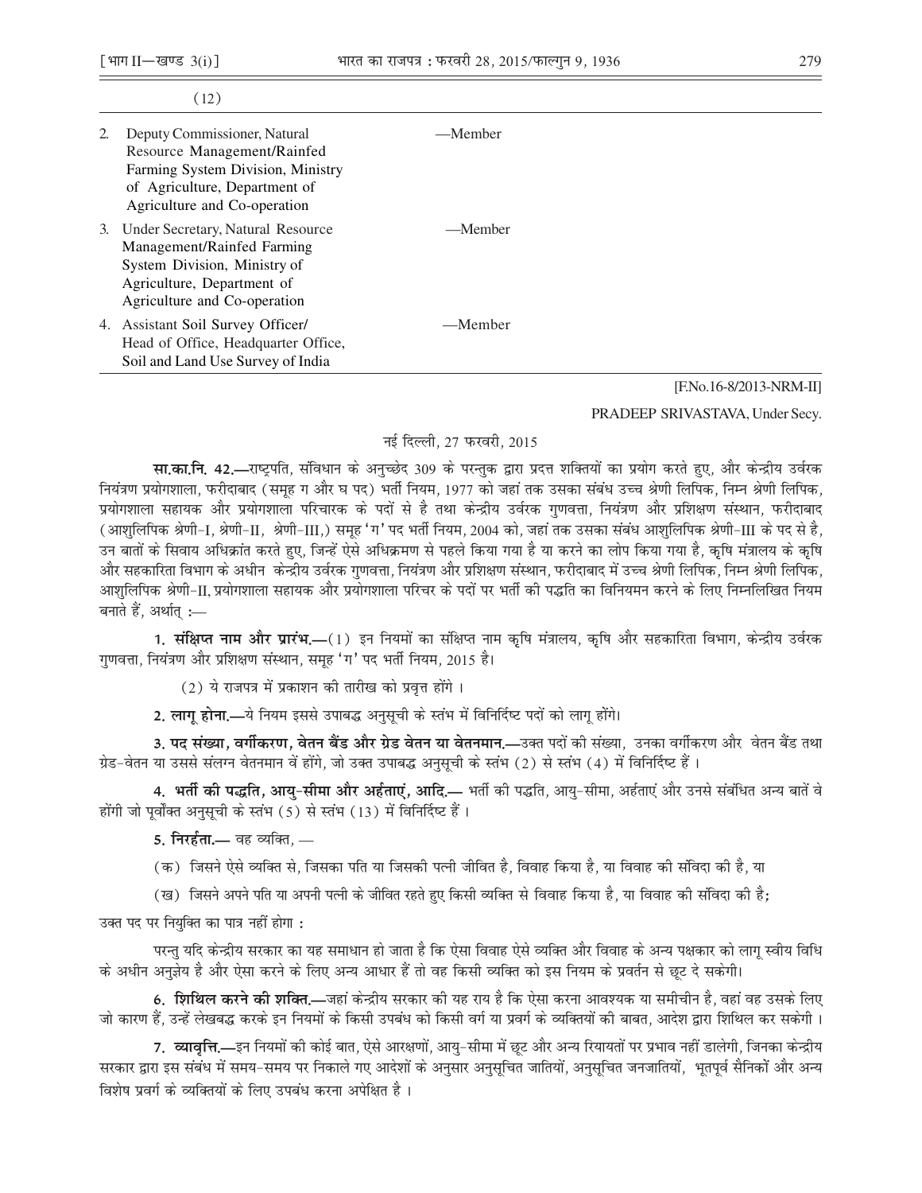| (12) | |
|---|---|
| 2. Deputy Commissioner, Natural Resource Management/Rainfed Farming System Division, Ministry of Agriculture, Department of Agriculture and Co-operation | —Member |
| 3. Under Secretary, Natural Resource Management/Rainfed Farming System Division, Ministry of Agriculture, Department of Agriculture and Co-operation | —Member |
| 4. Assistant Soil Survey Officer/ Head of Office, Headquarter Office, Soil and Land Use Survey of India | —Member |

[F.No.16-8/2013-NRM-II]

PRADEEP SRIVASTAVA, Under Secy.

नई दिल्ली, 27 फरवरी, 2015

**सा.का.नि. 42.**—राष्ट्रपति, संविधान के अनुच्छेद 309 के परन्तुक द्वारा प्रदत्त शक्तियों का प्रयोग करते हुए, और केन्द्रीय उर्वरक नियंत्रण प्रयोगशाला, फरीदाबाद (समूह ग और घ पद) भर्ती नियम, 1977 को जहां तक उसका संबंध उच्च श्रेणी लिपिक, निम्न श्रेणी लिपिक, प्रयोगशाला सहायक और प्रयोगशाला परिचारक के पदों से है तथा केन्द्रीय उर्वरक गुणवत्ता, नियंत्रण और प्रशिक्षण संस्थान, फरीदाबाद (आशुलिपिक श्रेणी-I, श्रेणी-II, श्रेणी-III,) समूह 'ग' पद भर्ती नियम, 2004 को, जहां तक उसका संबंध आशुलिपिक श्रेणी-III के पद से है, उन बातों के सिवाय अधिक्रांत करते हुए, जिन्हें ऐसे अधिक्रमण से पहले किया गया है या करने का लोप किया गया है, कृषि मंत्रालय के कृषि और सहकारिता विभाग के अधीन केन्द्रीय उर्वरक गुणवत्ता, नियंत्रण और प्रशिक्षण संस्थान, फरीदाबाद में उच्च श्रेणी लिपिक, निम्न श्रेणी लिपिक, आशुलिपिक श्रेणी-II, प्रयोगशाला सहायक और प्रयोगशाला परिचर के पदों पर भर्ती की पद्धति का विनियमन करने के लिए निम्नलिखित नियम बनाते हैं, अर्थात् :—

**1. संक्षिप्त नाम और प्रारंभ.**—(1) इन नियमों का संक्षिप्त नाम कृषि मंत्रालय, कृषि और सहकारिता विभाग, केन्द्रीय उर्वरक गुणवत्ता, नियंत्रण और प्रशिक्षण संस्थान, समूह 'ग' पद भर्ती नियम, 2015 है।

(2) ये राजपत्र में प्रकाशन की तारीख को प्रवृत्त होंगे ।

**2. लागू होना.**—ये नियम इससे उपाबद्ध अनुसूची के स्तंभ में विनिर्दिष्ट पदों को लागू होंगे।

**3. पद संख्या, वर्गीकरण, वेतन बैंड और ग्रेड वेतन या वेतनमान.**—उक्त पदों की संख्या, उनका वर्गीकरण और वेतन बैंड तथा ग्रेड-वेतन या उससे संलग्न वेतनमान वें होंगे, जो उक्त उपाबद्ध अनुसूची के स्तंभ (2) से स्तंभ (4) में विनिर्दिष्ट हैं ।

**4. भर्ती की पद्धति, आयु-सीमा और अर्हताएं, आदि.**— भर्ती की पद्धति, आयु-सीमा, अर्हताएं और उनसे संबंधित अन्य बातें वे होंगी जो पूर्वोक्त अनुसूची के स्तंभ (5) से स्तंभ (13) में विनिर्दिष्ट हैं ।

**5. निरर्हता.**— वह व्यक्ति, —

(क) जिसने ऐसे व्यक्ति से, जिसका पति या जिसकी पत्नी जीवित है, विवाह किया है, या विवाह की संविदा की है, या

(ख) जिसने अपने पति या अपनी पत्नी के जीवित रहते हुए किसी व्यक्ति से विवाह किया है, या विवाह की संविदा की है;

उक्त पद पर नियुक्ति का पात्र नहीं होगा :

परन्तु यदि केन्द्रीय सरकार का यह समाधान हो जाता है कि ऐसा विवाह ऐसे व्यक्ति और विवाह के अन्य पक्षकार को लागू स्वीय विधि के अधीन अनुज्ञेय है और ऐसा करने के लिए अन्य आधार हैं तो वह किसी व्यक्ति को इस नियम के प्रवर्तन से छूट दे सकेगी।

**6. शिथिल करने की शक्ति.**—जहां केन्द्रीय सरकार की यह राय है कि ऐसा करना आवश्यक या समीचीन है, वहां वह उसके लिए जो कारण हैं, उन्हें लेखबद्ध करके इन नियमों के किसी उपबंध को किसी वर्ग या प्रवर्ग के व्यक्तियों की बाबत, आदेश द्वारा शिथिल कर सकेगी ।

**7. व्यावृत्ति.**—इन नियमों की कोई बात, ऐसे आरक्षणों, आयु-सीमा में छूट और अन्य रियायतों पर प्रभाव नहीं डालेगी, जिनका केन्द्रीय सरकार द्वारा इस संबंध में समय-समय पर निकाले गए आदेशों के अनुसार अनुसूचित जातियों, अनुसूचित जनजातियों, भूतपूर्व सैनिकों और अन्य विशेष प्रवर्ग के व्यक्तियों के लिए उपबंध करना अपेक्षित है ।